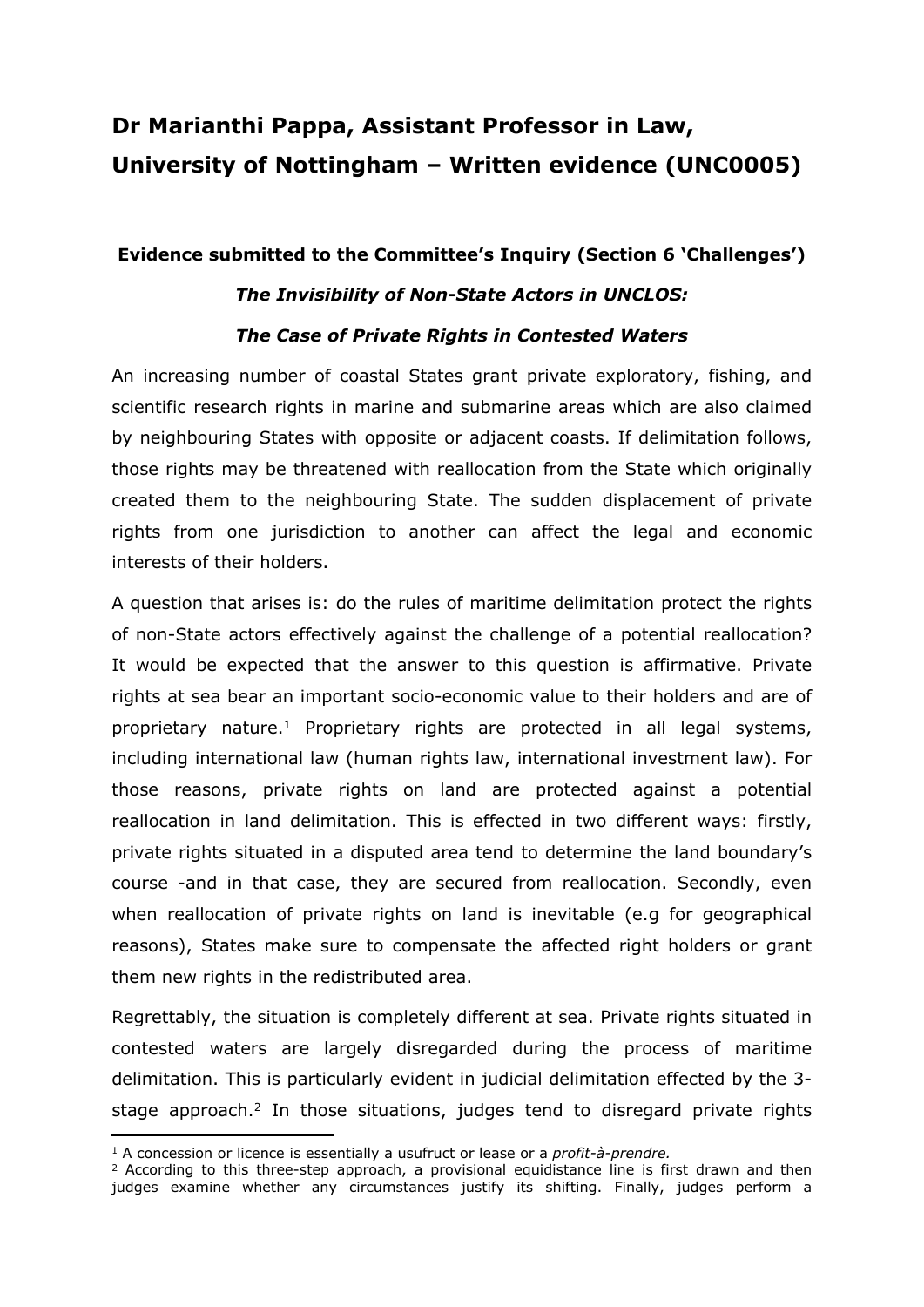# Dr Marianthi Pappa, Assistant Professor in Law, University of Nottingham – Written evidence (UNC0005)

**Evidence submitted to the Committee's Inquiry (Section 6 'Challenges')**

***The Invisibility of Non-State Actors in UNCLOS:***

***The Case of Private Rights in Contested Waters***

An increasing number of coastal States grant private exploratory, fishing, and scientific research rights in marine and submarine areas which are also claimed by neighbouring States with opposite or adjacent coasts. If delimitation follows, those rights may be threatened with reallocation from the State which originally created them to the neighbouring State. The sudden displacement of private rights from one jurisdiction to another can affect the legal and economic interests of their holders.

A question that arises is: do the rules of maritime delimitation protect the rights of non-State actors effectively against the challenge of a potential reallocation? It would be expected that the answer to this question is affirmative. Private rights at sea bear an important socio-economic value to their holders and are of proprietary nature.[1] Proprietary rights are protected in all legal systems, including international law (human rights law, international investment law). For those reasons, private rights on land are protected against a potential reallocation in land delimitation. This is effected in two different ways: firstly, private rights situated in a disputed area tend to determine the land boundary's course -and in that case, they are secured from reallocation. Secondly, even when reallocation of private rights on land is inevitable (e.g for geographical reasons), States make sure to compensate the affected right holders or grant them new rights in the redistributed area.

Regrettably, the situation is completely different at sea. Private rights situated in contested waters are largely disregarded during the process of maritime delimitation. This is particularly evident in judicial delimitation effected by the 3-stage approach.[2] In those situations, judges tend to disregard private rights

---

[1] A concession or licence is essentially a usufruct or lease or a *profit-à-prendre.*

[2] According to this three-step approach, a provisional equidistance line is first drawn and then judges examine whether any circumstances justify its shifting. Finally, judges perform a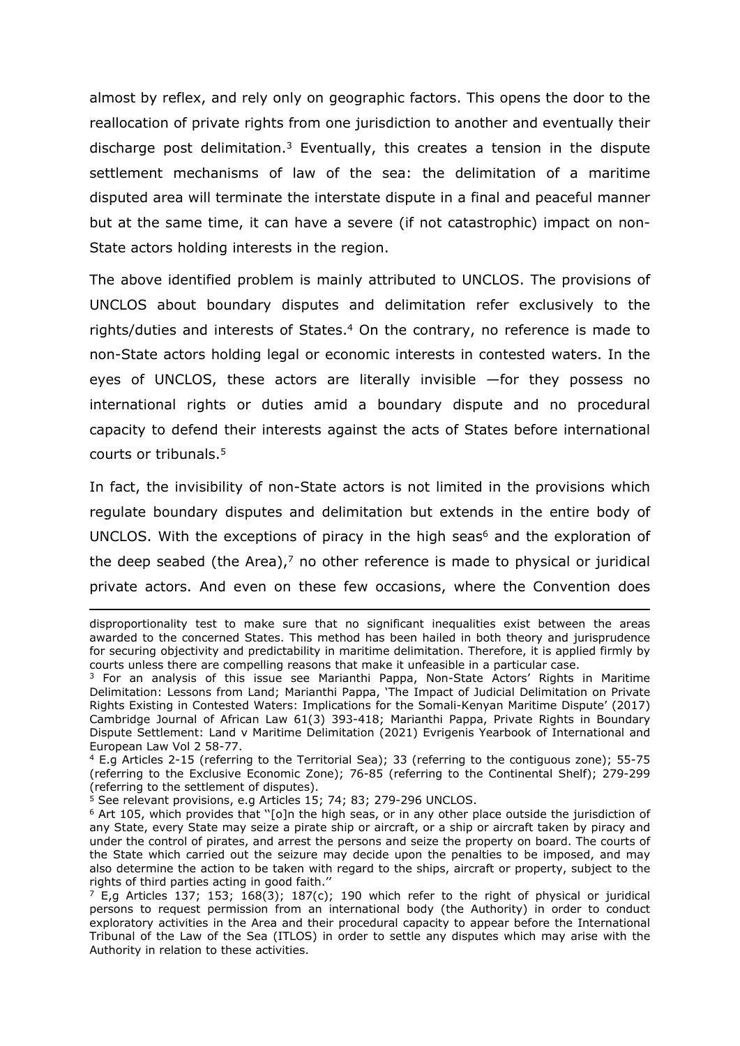almost by reflex, and rely only on geographic factors. This opens the door to the reallocation of private rights from one jurisdiction to another and eventually their discharge post delimitation.[3] Eventually, this creates a tension in the dispute settlement mechanisms of law of the sea: the delimitation of a maritime disputed area will terminate the interstate dispute in a final and peaceful manner but at the same time, it can have a severe (if not catastrophic) impact on non-State actors holding interests in the region.

The above identified problem is mainly attributed to UNCLOS. The provisions of UNCLOS about boundary disputes and delimitation refer exclusively to the rights/duties and interests of States.[4] On the contrary, no reference is made to non-State actors holding legal or economic interests in contested waters. In the eyes of UNCLOS, these actors are literally invisible —for they possess no international rights or duties amid a boundary dispute and no procedural capacity to defend their interests against the acts of States before international courts or tribunals.[5]

In fact, the invisibility of non-State actors is not limited in the provisions which regulate boundary disputes and delimitation but extends in the entire body of UNCLOS. With the exceptions of piracy in the high seas[6] and the exploration of the deep seabed (the Area),[7] no other reference is made to physical or juridical private actors. And even on these few occasions, where the Convention does

---

disproportionality test to make sure that no significant inequalities exist between the areas awarded to the concerned States. This method has been hailed in both theory and jurisprudence for securing objectivity and predictability in maritime delimitation. Therefore, it is applied firmly by courts unless there are compelling reasons that make it unfeasible in a particular case.

[3] For an analysis of this issue see Marianthi Pappa, Non-State Actors' Rights in Maritime Delimitation: Lessons from Land; Marianthi Pappa, 'The Impact of Judicial Delimitation on Private Rights Existing in Contested Waters: Implications for the Somali-Kenyan Maritime Dispute' (2017) Cambridge Journal of African Law 61(3) 393-418; Marianthi Pappa, Private Rights in Boundary Dispute Settlement: Land v Maritime Delimitation (2021) Evrigenis Yearbook of International and European Law Vol 2 58-77.

[4] E.g Articles 2-15 (referring to the Territorial Sea); 33 (referring to the contiguous zone); 55-75 (referring to the Exclusive Economic Zone); 76-85 (referring to the Continental Shelf); 279-299 (referring to the settlement of disputes).

[5] See relevant provisions, e.g Articles 15; 74; 83; 279-296 UNCLOS.

[6] Art 105, which provides that "[o]n the high seas, or in any other place outside the jurisdiction of any State, every State may seize a pirate ship or aircraft, or a ship or aircraft taken by piracy and under the control of pirates, and arrest the persons and seize the property on board. The courts of the State which carried out the seizure may decide upon the penalties to be imposed, and may also determine the action to be taken with regard to the ships, aircraft or property, subject to the rights of third parties acting in good faith."

[7] E,g Articles 137; 153; 168(3); 187(c); 190 which refer to the right of physical or juridical persons to request permission from an international body (the Authority) in order to conduct exploratory activities in the Area and their procedural capacity to appear before the International Tribunal of the Law of the Sea (ITLOS) in order to settle any disputes which may arise with the Authority in relation to these activities.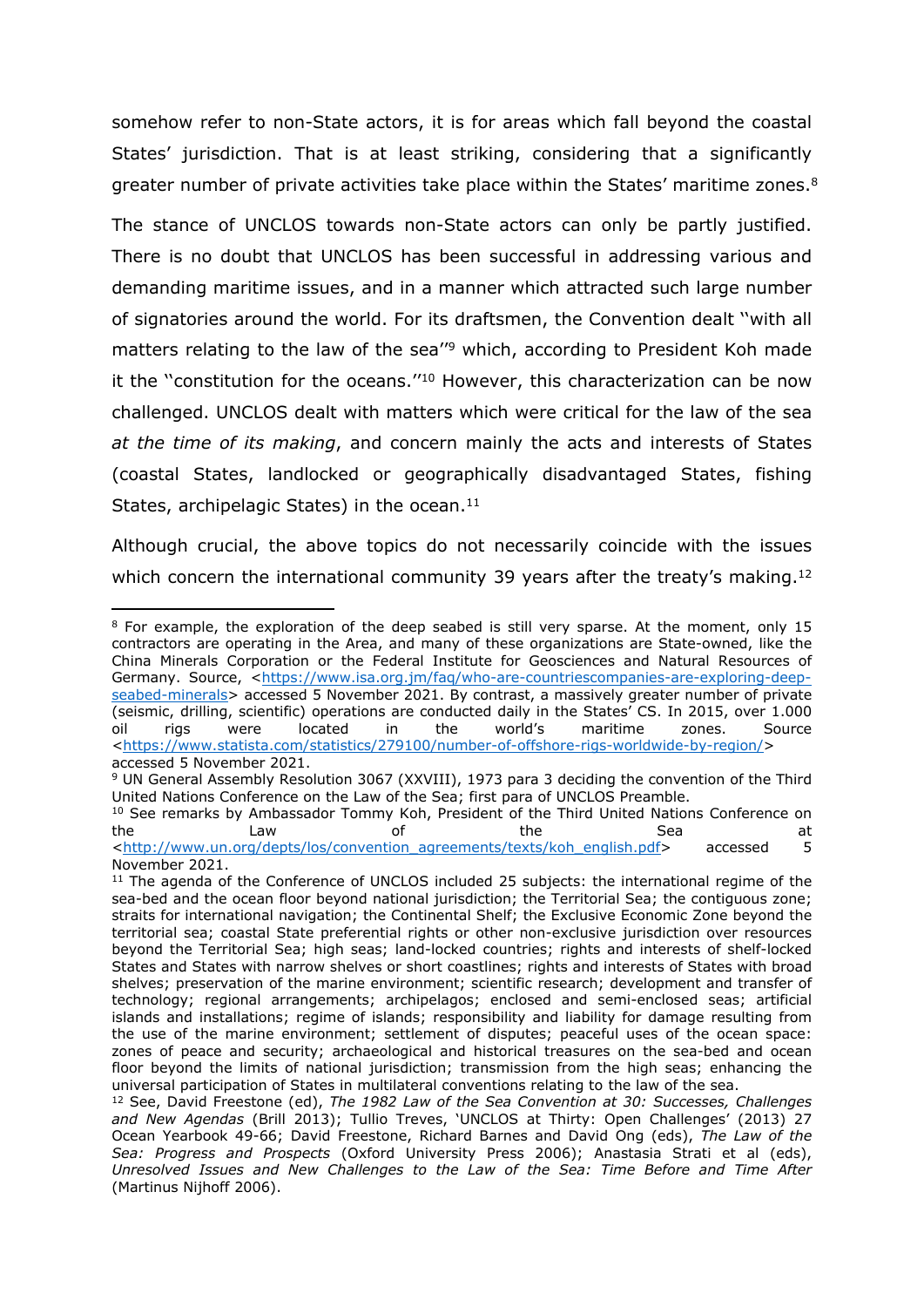somehow refer to non-State actors, it is for areas which fall beyond the coastal States' jurisdiction. That is at least striking, considering that a significantly greater number of private activities take place within the States' maritime zones.[8]

The stance of UNCLOS towards non-State actors can only be partly justified. There is no doubt that UNCLOS has been successful in addressing various and demanding maritime issues, and in a manner which attracted such large number of signatories around the world. For its draftsmen, the Convention dealt ''with all matters relating to the law of the sea''[9] which, according to President Koh made it the ''constitution for the oceans.''[10] However, this characterization can be now challenged. UNCLOS dealt with matters which were critical for the law of the sea *at the time of its making*, and concern mainly the acts and interests of States (coastal States, landlocked or geographically disadvantaged States, fishing States, archipelagic States) in the ocean.[11]

Although crucial, the above topics do not necessarily coincide with the issues which concern the international community 39 years after the treaty's making.[12]

---

[8] For example, the exploration of the deep seabed is still very sparse. At the moment, only 15 contractors are operating in the Area, and many of these organizations are State-owned, like the China Minerals Corporation or the Federal Institute for Geosciences and Natural Resources of Germany. Source, <https://www.isa.org.jm/faq/who-are-countriescompanies-are-exploring-deep-seabed-minerals> accessed 5 November 2021. By contrast, a massively greater number of private (seismic, drilling, scientific) operations are conducted daily in the States' CS. In 2015, over 1.000 oil rigs were located in the world's maritime zones. Source <https://www.statista.com/statistics/279100/number-of-offshore-rigs-worldwide-by-region/> accessed 5 November 2021.

[9] UN General Assembly Resolution 3067 (XXVIII), 1973 para 3 deciding the convention of the Third United Nations Conference on the Law of the Sea; first para of UNCLOS Preamble.

[10] See remarks by Ambassador Tommy Koh, President of the Third United Nations Conference on the Law of the Sea at <http://www.un.org/depts/los/convention_agreements/texts/koh_english.pdf> accessed 5 November 2021.

[11] The agenda of the Conference of UNCLOS included 25 subjects: the international regime of the sea-bed and the ocean floor beyond national jurisdiction; the Territorial Sea; the contiguous zone; straits for international navigation; the Continental Shelf; the Exclusive Economic Zone beyond the territorial sea; coastal State preferential rights or other non-exclusive jurisdiction over resources beyond the Territorial Sea; high seas; land-locked countries; rights and interests of shelf-locked States and States with narrow shelves or short coastlines; rights and interests of States with broad shelves; preservation of the marine environment; scientific research; development and transfer of technology; regional arrangements; archipelagos; enclosed and semi-enclosed seas; artificial islands and installations; regime of islands; responsibility and liability for damage resulting from the use of the marine environment; settlement of disputes; peaceful uses of the ocean space: zones of peace and security; archaeological and historical treasures on the sea-bed and ocean floor beyond the limits of national jurisdiction; transmission from the high seas; enhancing the universal participation of States in multilateral conventions relating to the law of the sea.

[12] See, David Freestone (ed), *The 1982 Law of the Sea Convention at 30: Successes, Challenges and New Agendas* (Brill 2013); Tullio Treves, 'UNCLOS at Thirty: Open Challenges' (2013) 27 Ocean Yearbook 49-66; David Freestone, Richard Barnes and David Ong (eds), *The Law of the Sea: Progress and Prospects* (Oxford University Press 2006); Anastasia Strati et al (eds), *Unresolved Issues and New Challenges to the Law of the Sea: Time Before and Time After* (Martinus Nijhoff 2006).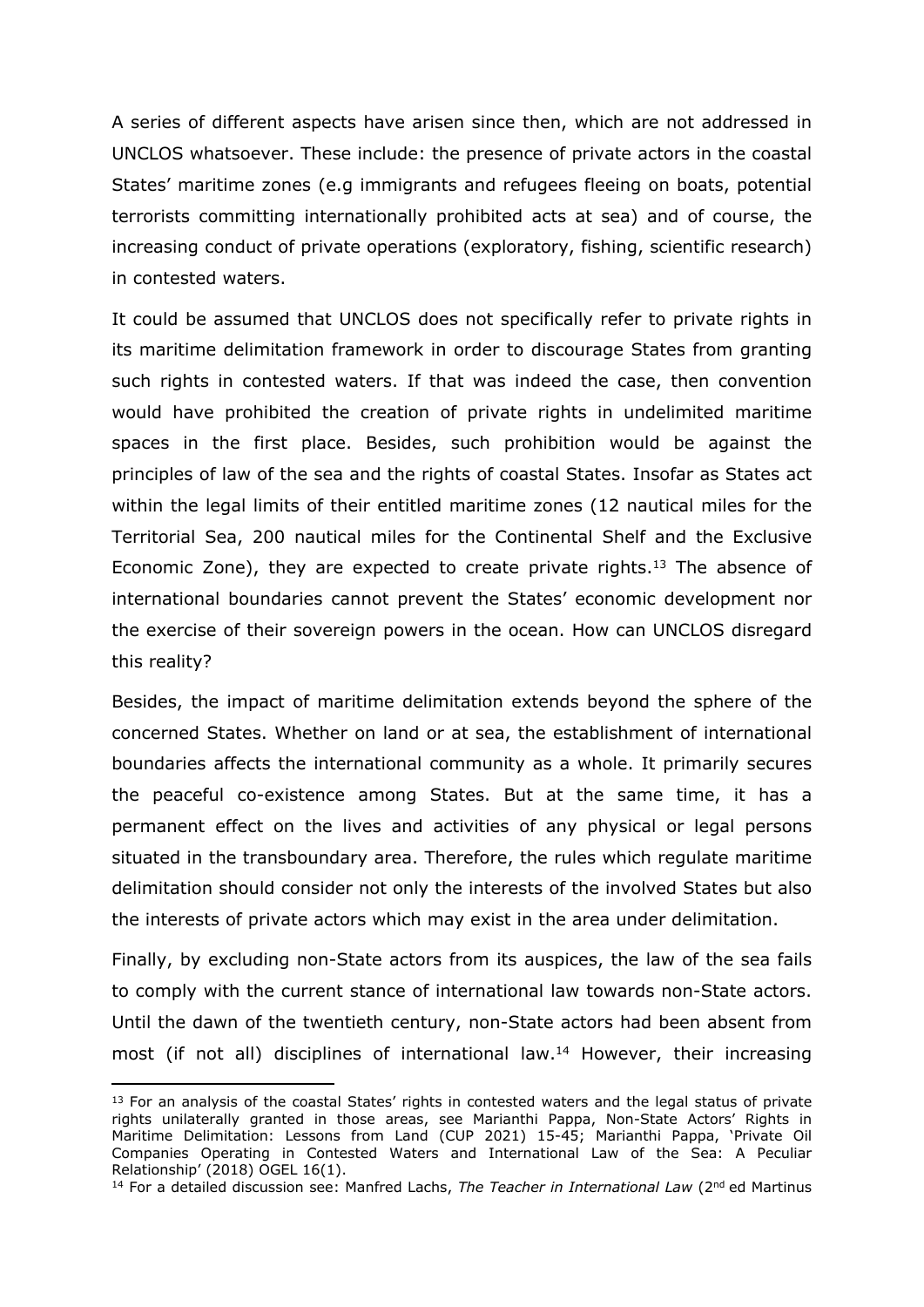A series of different aspects have arisen since then, which are not addressed in UNCLOS whatsoever. These include: the presence of private actors in the coastal States' maritime zones (e.g immigrants and refugees fleeing on boats, potential terrorists committing internationally prohibited acts at sea) and of course, the increasing conduct of private operations (exploratory, fishing, scientific research) in contested waters.

It could be assumed that UNCLOS does not specifically refer to private rights in its maritime delimitation framework in order to discourage States from granting such rights in contested waters. If that was indeed the case, then convention would have prohibited the creation of private rights in undelimited maritime spaces in the first place. Besides, such prohibition would be against the principles of law of the sea and the rights of coastal States. Insofar as States act within the legal limits of their entitled maritime zones (12 nautical miles for the Territorial Sea, 200 nautical miles for the Continental Shelf and the Exclusive Economic Zone), they are expected to create private rights.[13] The absence of international boundaries cannot prevent the States' economic development nor the exercise of their sovereign powers in the ocean. How can UNCLOS disregard this reality?

Besides, the impact of maritime delimitation extends beyond the sphere of the concerned States. Whether on land or at sea, the establishment of international boundaries affects the international community as a whole. It primarily secures the peaceful co-existence among States. But at the same time, it has a permanent effect on the lives and activities of any physical or legal persons situated in the transboundary area. Therefore, the rules which regulate maritime delimitation should consider not only the interests of the involved States but also the interests of private actors which may exist in the area under delimitation.

Finally, by excluding non-State actors from its auspices, the law of the sea fails to comply with the current stance of international law towards non-State actors. Until the dawn of the twentieth century, non-State actors had been absent from most (if not all) disciplines of international law.[14] However, their increasing

---

[13] For an analysis of the coastal States' rights in contested waters and the legal status of private rights unilaterally granted in those areas, see Marianthi Pappa, Non-State Actors' Rights in Maritime Delimitation: Lessons from Land (CUP 2021) 15-45; Marianthi Pappa, 'Private Oil Companies Operating in Contested Waters and International Law of the Sea: A Peculiar Relationship' (2018) OGEL 16(1).

[14] For a detailed discussion see: Manfred Lachs, *The Teacher in International Law* (2nd ed Martinus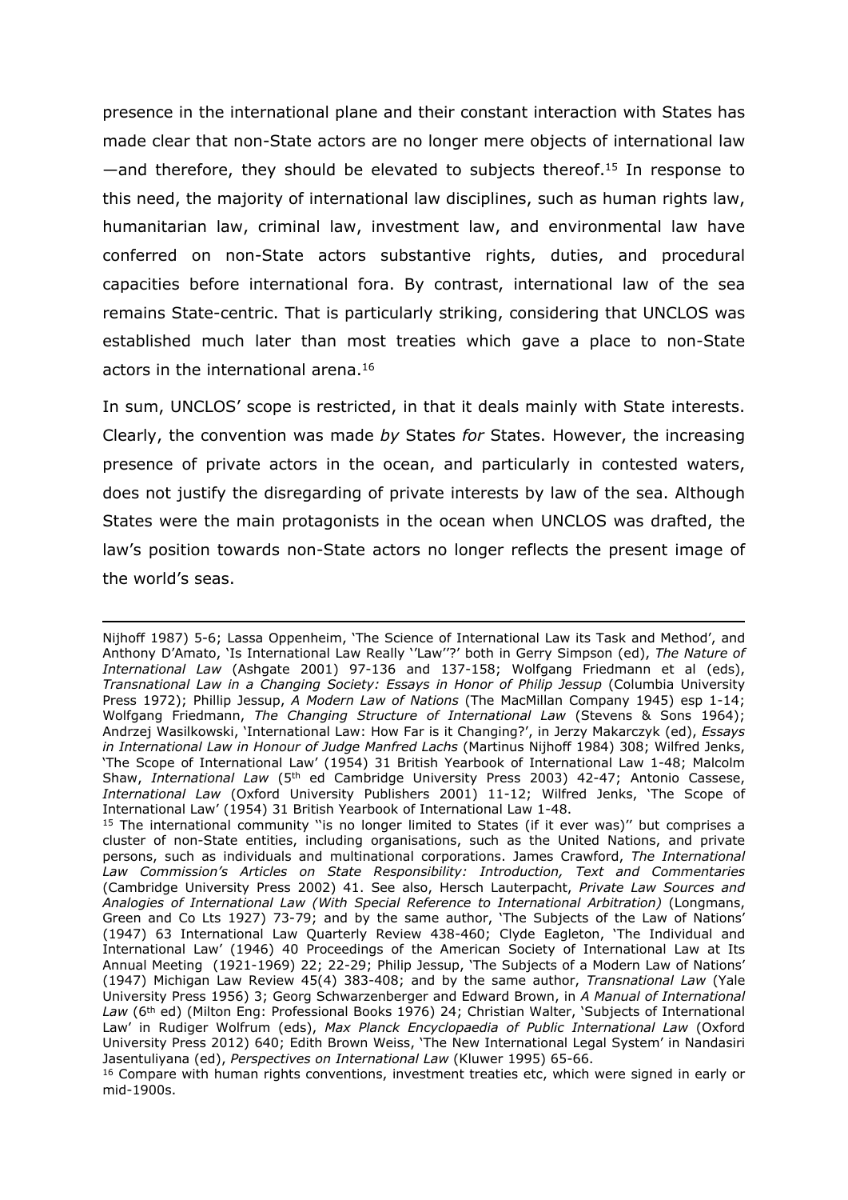presence in the international plane and their constant interaction with States has made clear that non-State actors are no longer mere objects of international law —and therefore, they should be elevated to subjects thereof.[15] In response to this need, the majority of international law disciplines, such as human rights law, humanitarian law, criminal law, investment law, and environmental law have conferred on non-State actors substantive rights, duties, and procedural capacities before international fora. By contrast, international law of the sea remains State-centric. That is particularly striking, considering that UNCLOS was established much later than most treaties which gave a place to non-State actors in the international arena.[16]

In sum, UNCLOS' scope is restricted, in that it deals mainly with State interests. Clearly, the convention was made *by* States *for* States. However, the increasing presence of private actors in the ocean, and particularly in contested waters, does not justify the disregarding of private interests by law of the sea. Although States were the main protagonists in the ocean when UNCLOS was drafted, the law's position towards non-State actors no longer reflects the present image of the world's seas.

---

Nijhoff 1987) 5-6; Lassa Oppenheim, 'The Science of International Law its Task and Method', and Anthony D'Amato, 'Is International Law Really ''Law''?' both in Gerry Simpson (ed), *The Nature of International Law* (Ashgate 2001) 97-136 and 137-158; Wolfgang Friedmann et al (eds), *Transnational Law in a Changing Society: Essays in Honor of Philip Jessup* (Columbia University Press 1972); Phillip Jessup, *A Modern Law of Nations* (The MacMillan Company 1945) esp 1-14; Wolfgang Friedmann, *The Changing Structure of International Law* (Stevens & Sons 1964); Andrzej Wasilkowski, 'International Law: How Far is it Changing?', in Jerzy Makarczyk (ed), *Essays in International Law in Honour of Judge Manfred Lachs* (Martinus Nijhoff 1984) 308; Wilfred Jenks, 'The Scope of International Law' (1954) 31 British Yearbook of International Law 1-48; Malcolm Shaw, *International Law* (5th ed Cambridge University Press 2003) 42-47; Antonio Cassese, *International Law* (Oxford University Publishers 2001) 11-12; Wilfred Jenks, 'The Scope of International Law' (1954) 31 British Yearbook of International Law 1-48.

[15] The international community ''is no longer limited to States (if it ever was)'' but comprises a cluster of non-State entities, including organisations, such as the United Nations, and private persons, such as individuals and multinational corporations. James Crawford, *The International Law Commission's Articles on State Responsibility: Introduction, Text and Commentaries* (Cambridge University Press 2002) 41. See also, Hersch Lauterpacht, *Private Law Sources and Analogies of International Law (With Special Reference to International Arbitration)* (Longmans, Green and Co Lts 1927) 73-79; and by the same author, 'The Subjects of the Law of Nations' (1947) 63 International Law Quarterly Review 438-460; Clyde Eagleton, 'The Individual and International Law' (1946) 40 Proceedings of the American Society of International Law at Its Annual Meeting (1921-1969) 22; 22-29; Philip Jessup, 'The Subjects of a Modern Law of Nations' (1947) Michigan Law Review 45(4) 383-408; and by the same author, *Transnational Law* (Yale University Press 1956) 3; Georg Schwarzenberger and Edward Brown, in *A Manual of International Law* (6th ed) (Milton Eng: Professional Books 1976) 24; Christian Walter, 'Subjects of International Law' in Rudiger Wolfrum (eds), *Max Planck Encyclopaedia of Public International Law* (Oxford University Press 2012) 640; Edith Brown Weiss, 'The New International Legal System' in Nandasiri Jasentuliyana (ed), *Perspectives on International Law* (Kluwer 1995) 65-66.

[16] Compare with human rights conventions, investment treaties etc, which were signed in early or mid-1900s.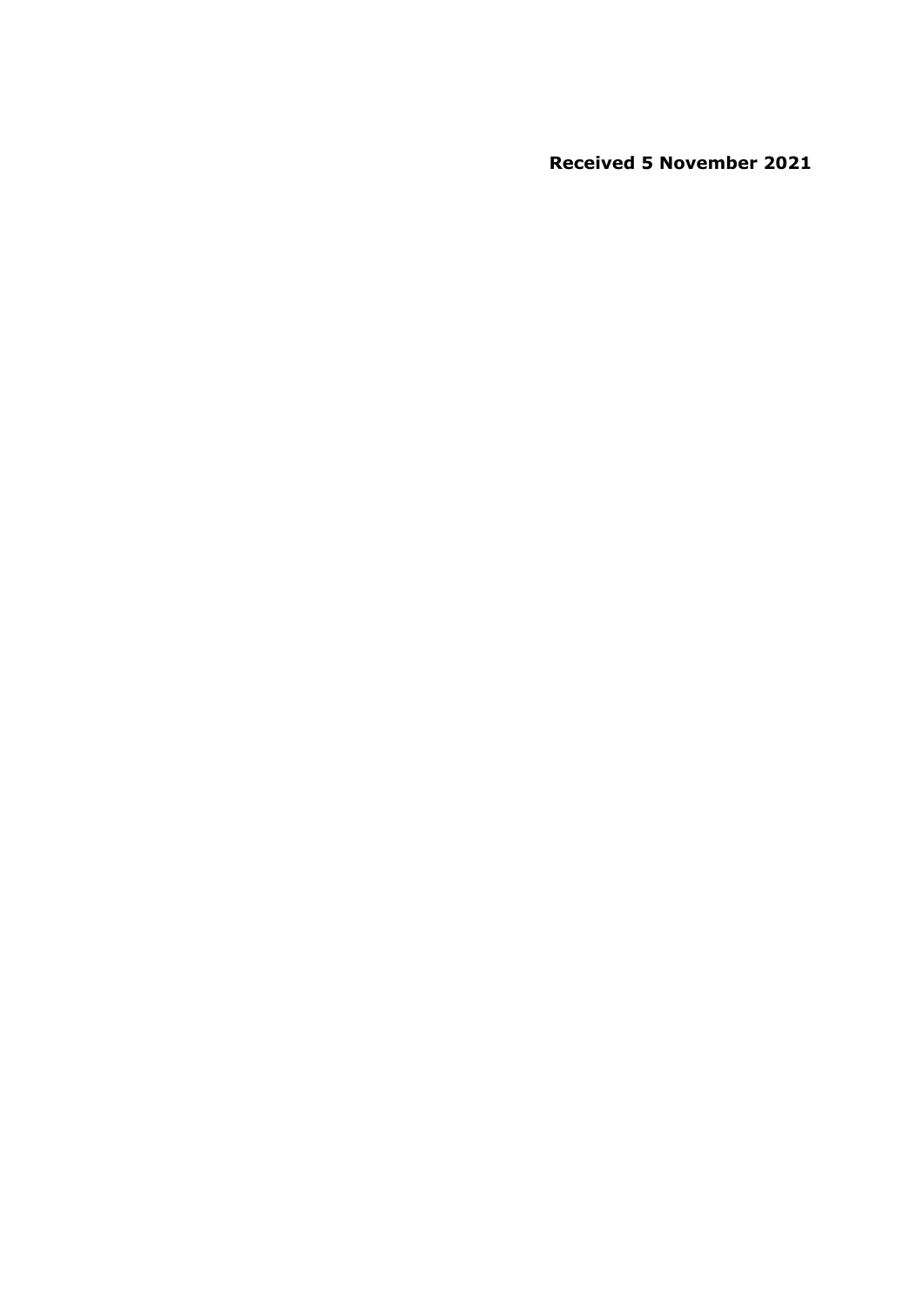**Received 5 November 2021**